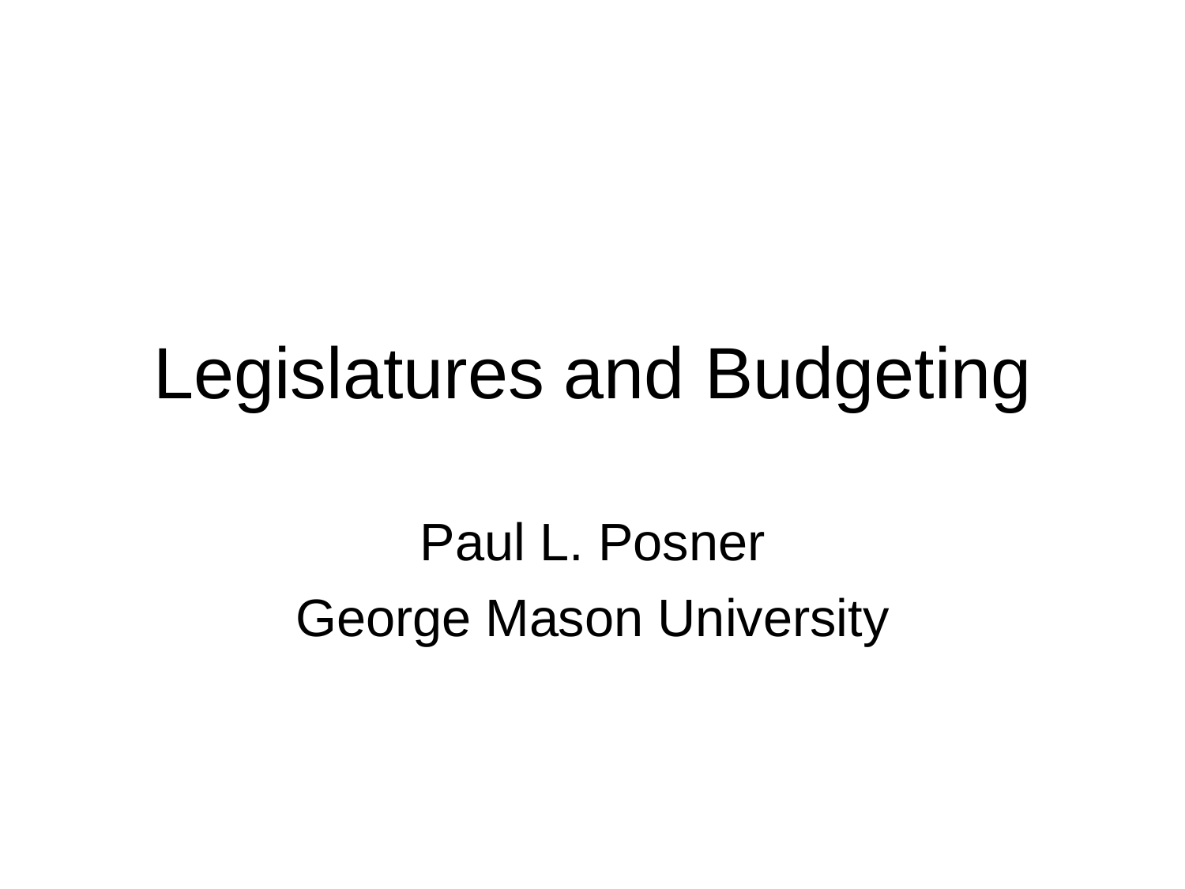# Legislatures and Budgeting

Paul L. Posner

George Mason University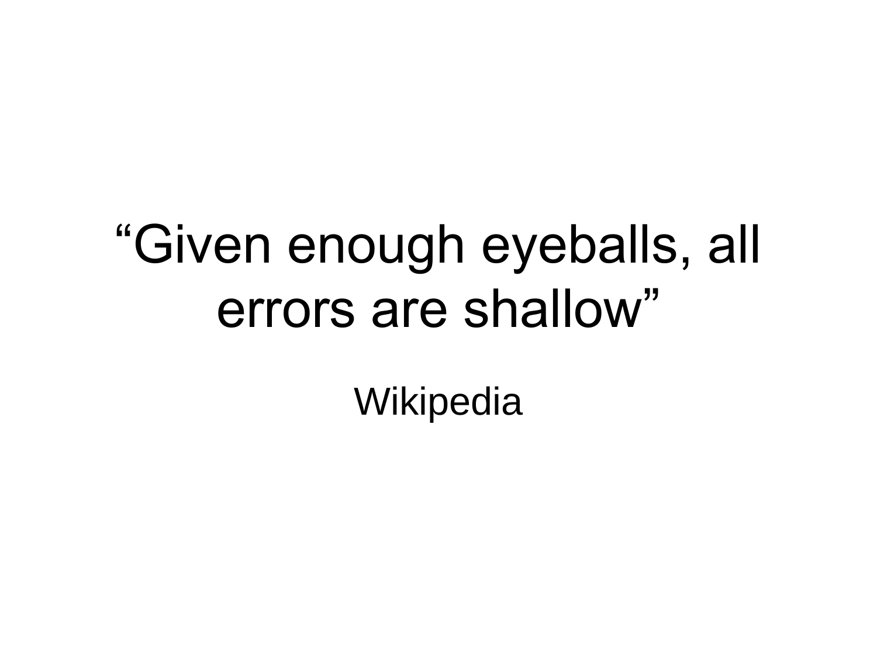# “Given enough eyeballs, all errors are shallow”

Wikipedia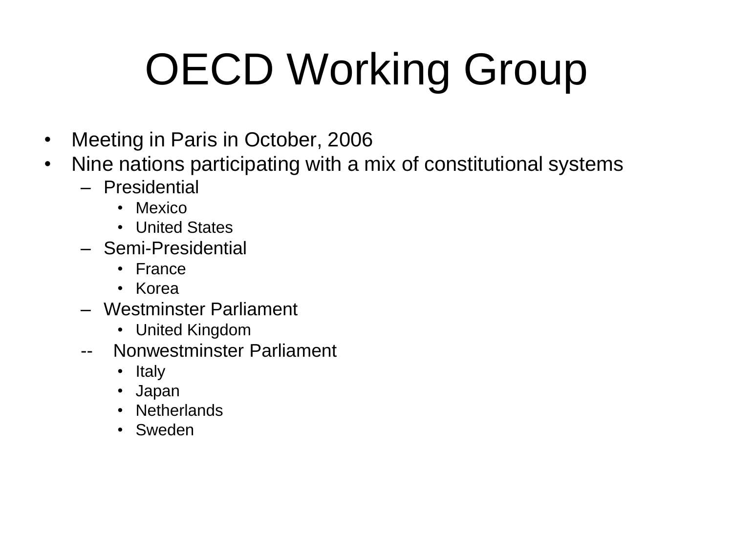# OECD Working Group

- Meeting in Paris in October, 2006
- Nine nations participating with a mix of constitutional systems
  - Presidential
    - Mexico
    - United States
  - Semi-Presidential
    - France
    - Korea
  - Westminster Parliament
    - United Kingdom
  - Nonwestminster Parliament
    - Italy
    - Japan
    - Netherlands
    - Sweden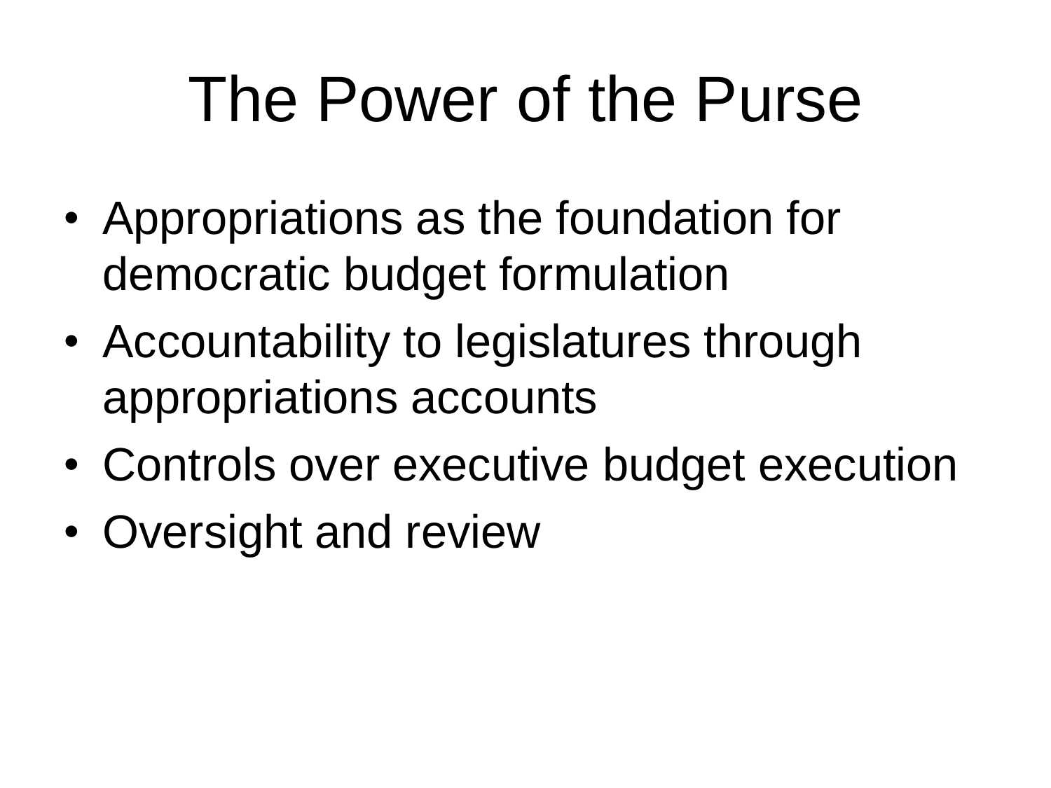# The Power of the Purse

- Appropriations as the foundation for democratic budget formulation
- Accountability to legislatures through appropriations accounts
- Controls over executive budget execution
- Oversight and review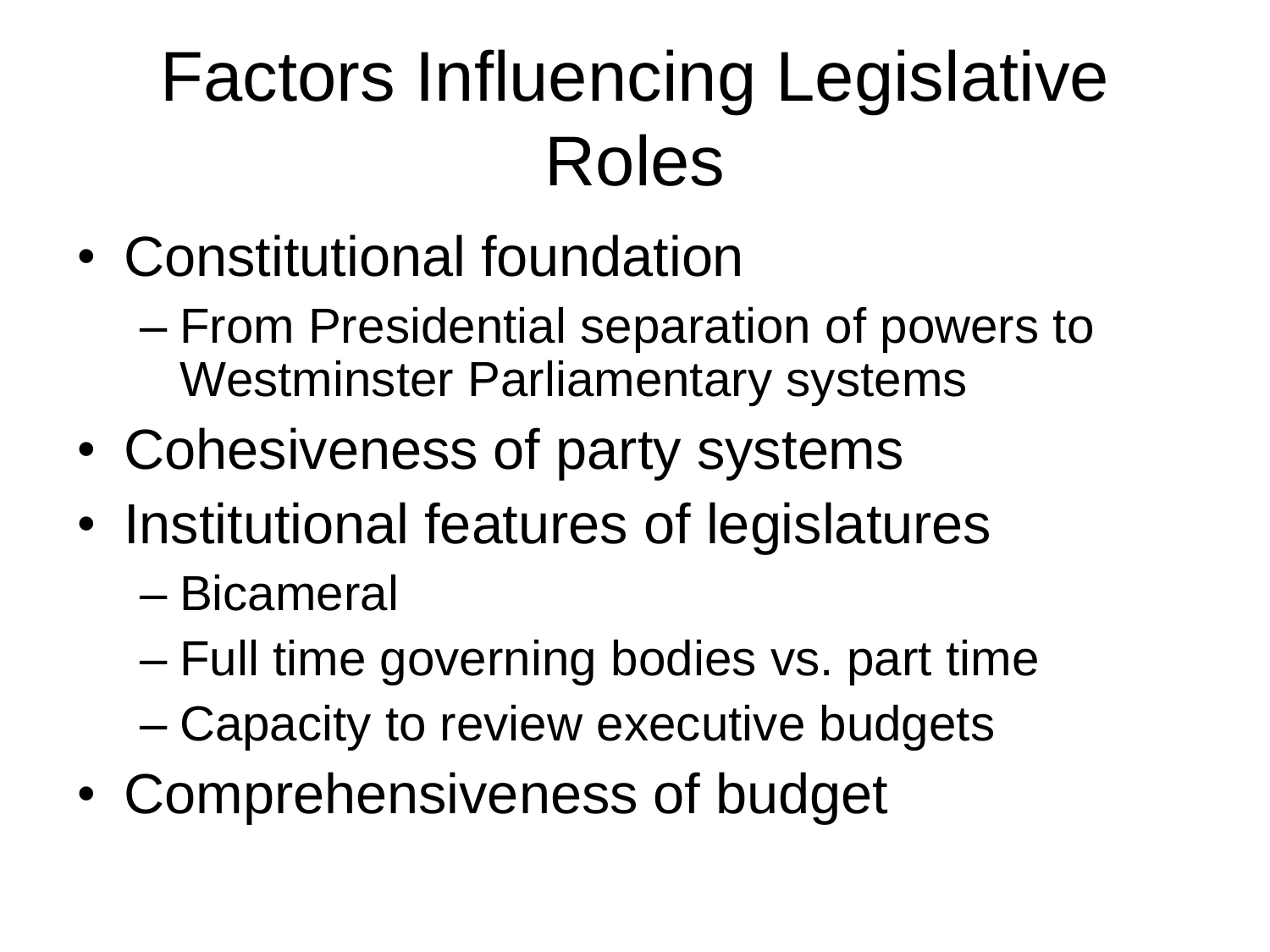# Factors Influencing Legislative Roles

- Constitutional foundation
  - From Presidential separation of powers to Westminster Parliamentary systems
- Cohesiveness of party systems
- Institutional features of legislatures
  - Bicameral
  - Full time governing bodies vs. part time
  - Capacity to review executive budgets
- Comprehensiveness of budget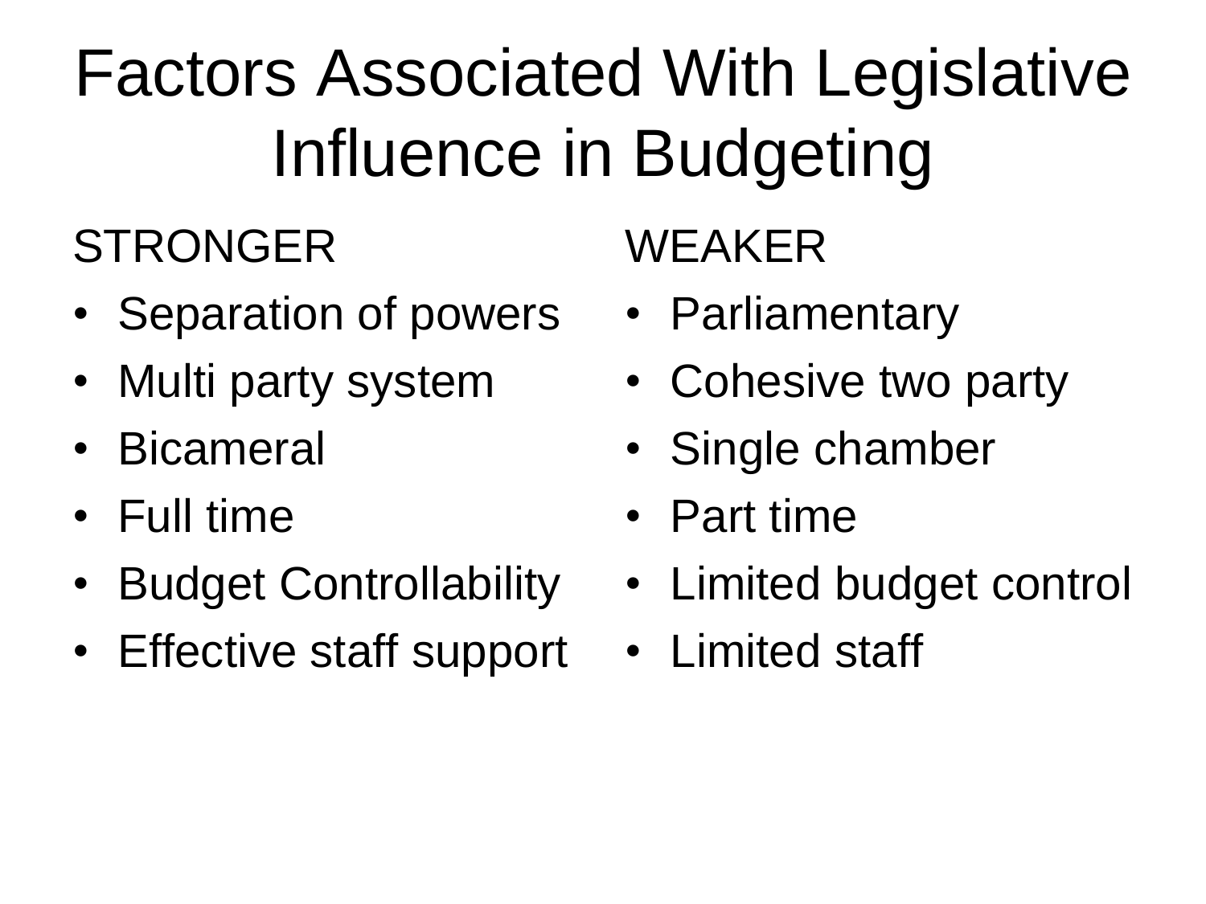# Factors Associated With Legislative Influence in Budgeting

STRONGER

- Separation of powers
- Multi party system
- Bicameral
- Full time
- Budget Controllability
- Effective staff support

WEAKER

- Parliamentary
- Cohesive two party
- Single chamber
- Part time
- Limited budget control
- Limited staff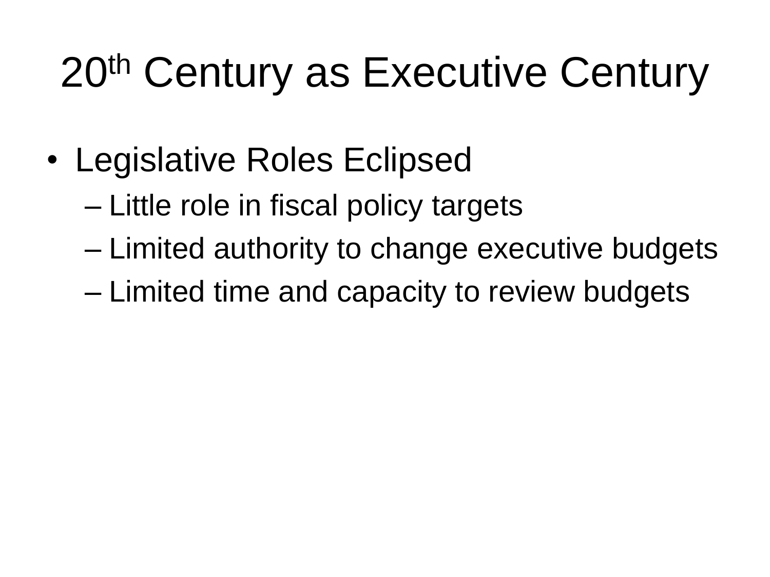# 20th Century as Executive Century

- Legislative Roles Eclipsed
  - Little role in fiscal policy targets
  - Limited authority to change executive budgets
  - Limited time and capacity to review budgets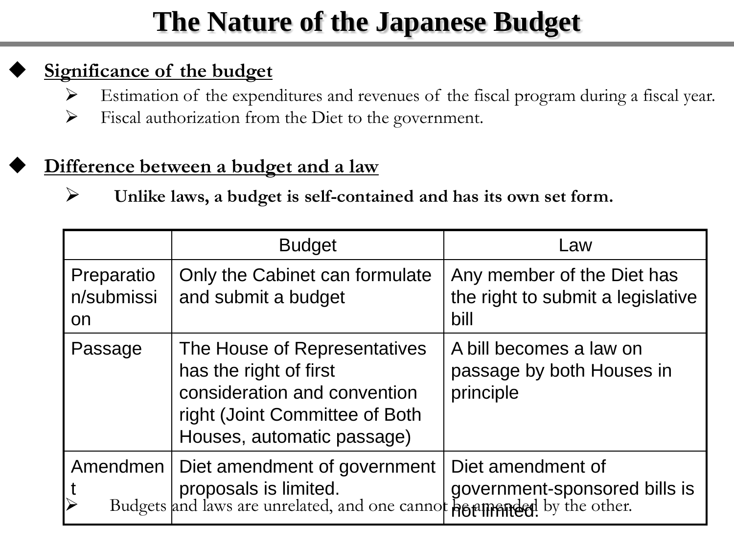# The Nature of the Japanese Budget

- **Significance of the budget**
  - Estimation of the expenditures and revenues of the fiscal program during a fiscal year.
  - Fiscal authorization from the Diet to the government.

- **Difference between a budget and a law**
  - **Unlike laws, a budget is self-contained and has its own set form.**

| | Budget | Law |
|---|---|---|
| Preparation/submission | Only the Cabinet can formulate and submit a budget | Any member of the Diet has the right to submit a legislative bill |
| Passage | The House of Representatives has the right of first consideration and convention right (Joint Committee of Both Houses, automatic passage) | A bill becomes a law on passage by both Houses in principle |
| Amendment | Diet amendment of government proposals is limited. | Diet amendment of government-sponsored bills is not limited. |

  - Budgets and laws are unrelated, and one cannot be amended by the other.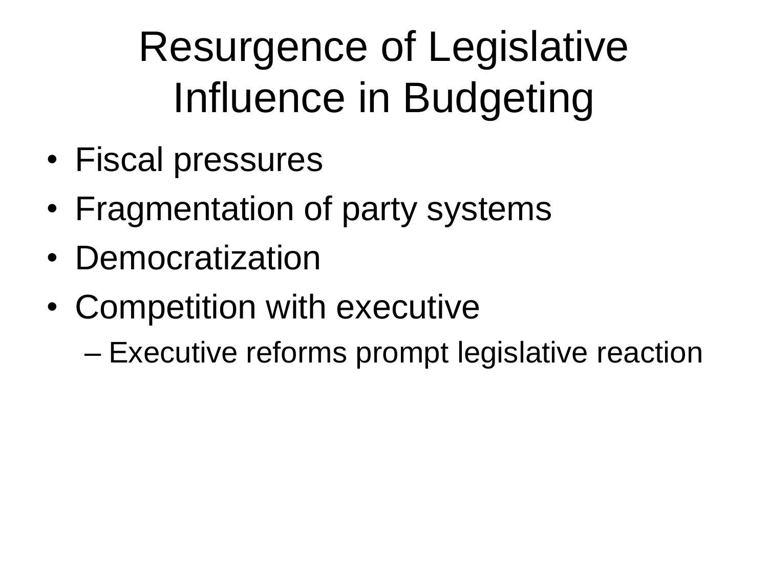# Resurgence of Legislative Influence in Budgeting

- Fiscal pressures
- Fragmentation of party systems
- Democratization
- Competition with executive
  - Executive reforms prompt legislative reaction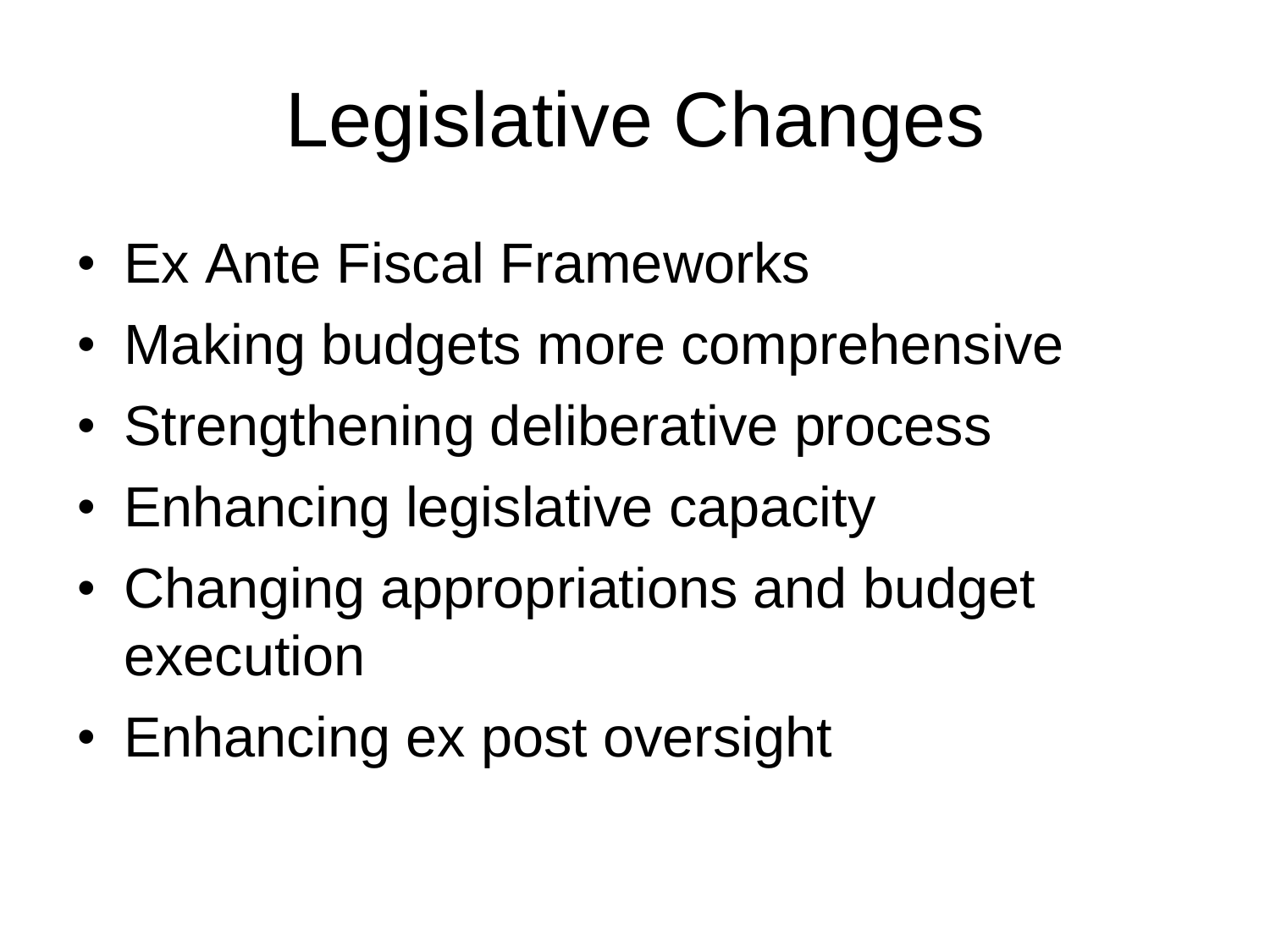# Legislative Changes

- Ex Ante Fiscal Frameworks
- Making budgets more comprehensive
- Strengthening deliberative process
- Enhancing legislative capacity
- Changing appropriations and budget execution
- Enhancing ex post oversight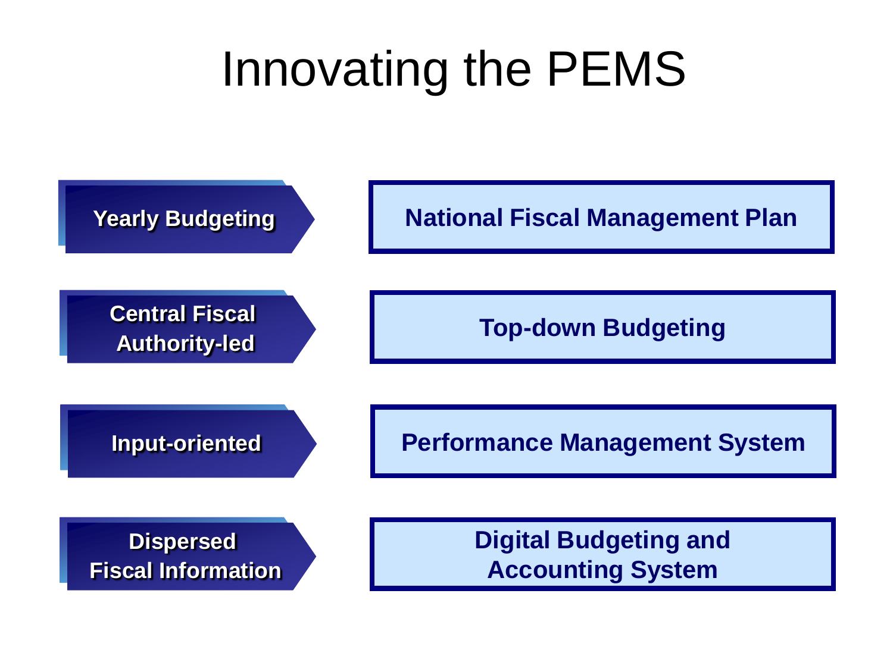# Innovating the PEMS

| | |
|---|---|
| Yearly Budgeting | National Fiscal Management Plan |
| Central Fiscal Authority-led | Top-down Budgeting |
| Input-oriented | Performance Management System |
| Dispersed Fiscal Information | Digital Budgeting and Accounting System |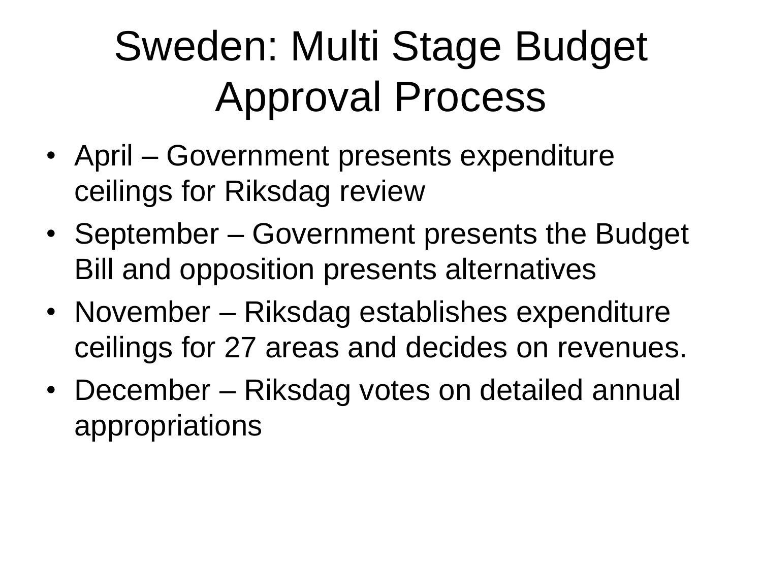# Sweden: Multi Stage Budget Approval Process

- April – Government presents expenditure ceilings for Riksdag review
- September – Government presents the Budget Bill and opposition presents alternatives
- November – Riksdag establishes expenditure ceilings for 27 areas and decides on revenues.
- December – Riksdag votes on detailed annual appropriations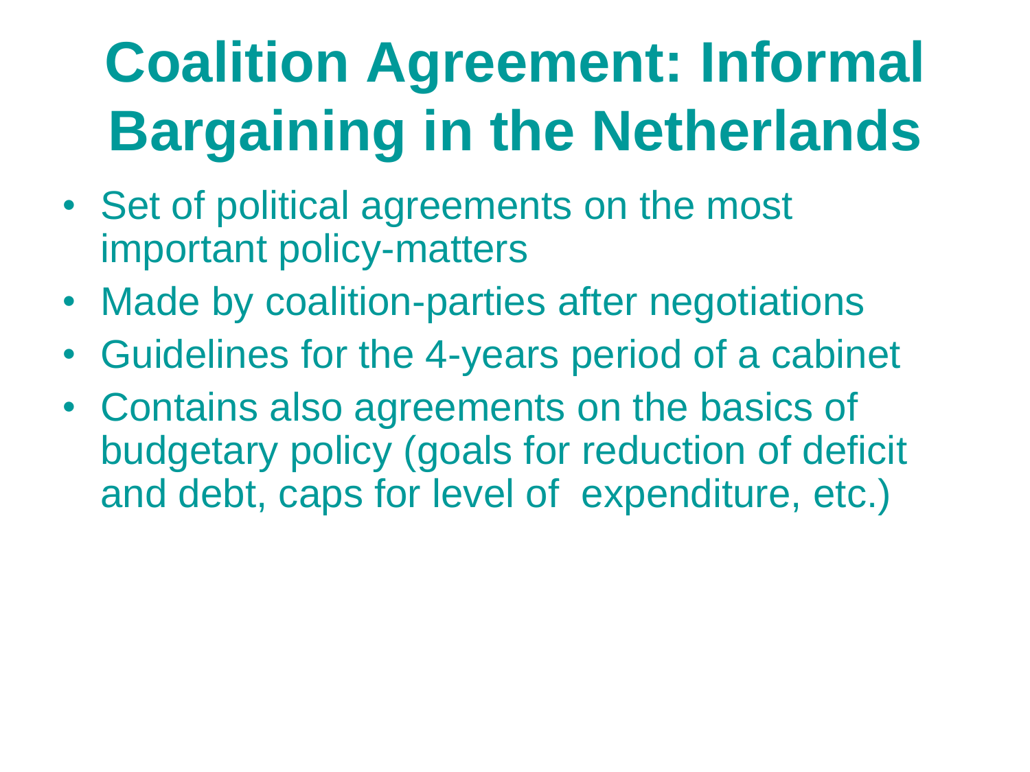# Coalition Agreement: Informal Bargaining in the Netherlands

- Set of political agreements on the most important policy-matters
- Made by coalition-parties after negotiations
- Guidelines for the 4-years period of a cabinet
- Contains also agreements on the basics of budgetary policy (goals for reduction of deficit and debt, caps for level of  expenditure, etc.)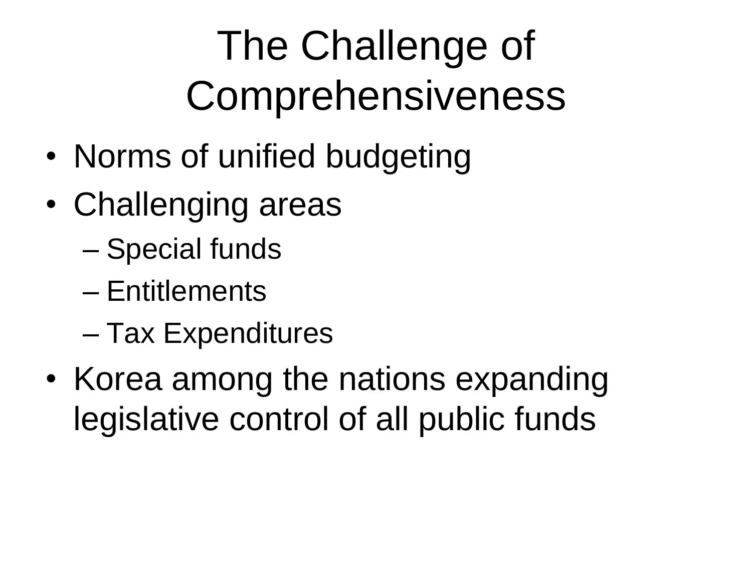# The Challenge of Comprehensiveness

- Norms of unified budgeting
- Challenging areas
  - Special funds
  - Entitlements
  - Tax Expenditures
- Korea among the nations expanding legislative control of all public funds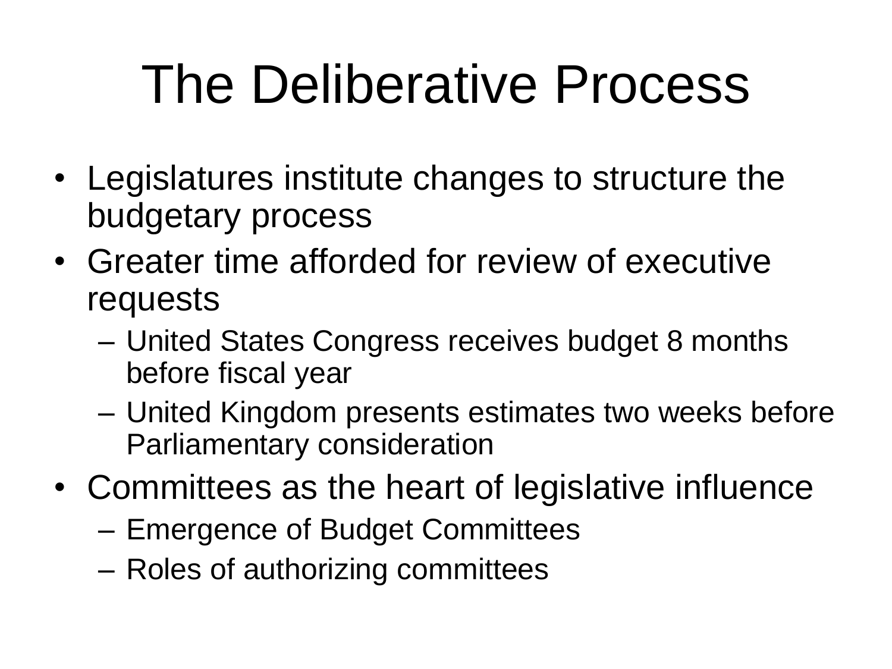# The Deliberative Process

- Legislatures institute changes to structure the budgetary process
- Greater time afforded for review of executive requests
  - United States Congress receives budget 8 months before fiscal year
  - United Kingdom presents estimates two weeks before Parliamentary consideration
- Committees as the heart of legislative influence
  - Emergence of Budget Committees
  - Roles of authorizing committees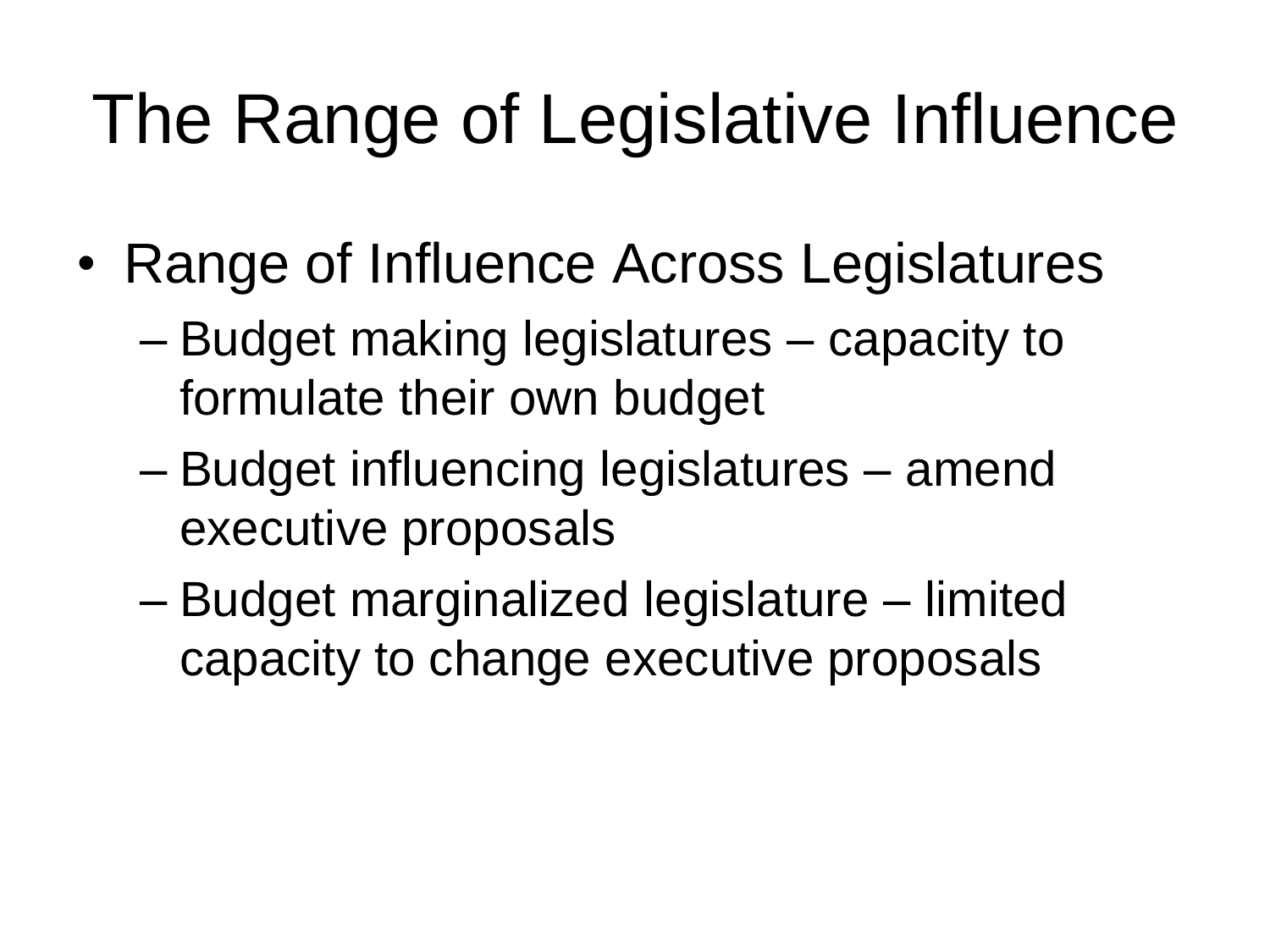# The Range of Legislative Influence

- Range of Influence Across Legislatures
  - Budget making legislatures – capacity to formulate their own budget
  - Budget influencing legislatures – amend executive proposals
  - Budget marginalized legislature – limited capacity to change executive proposals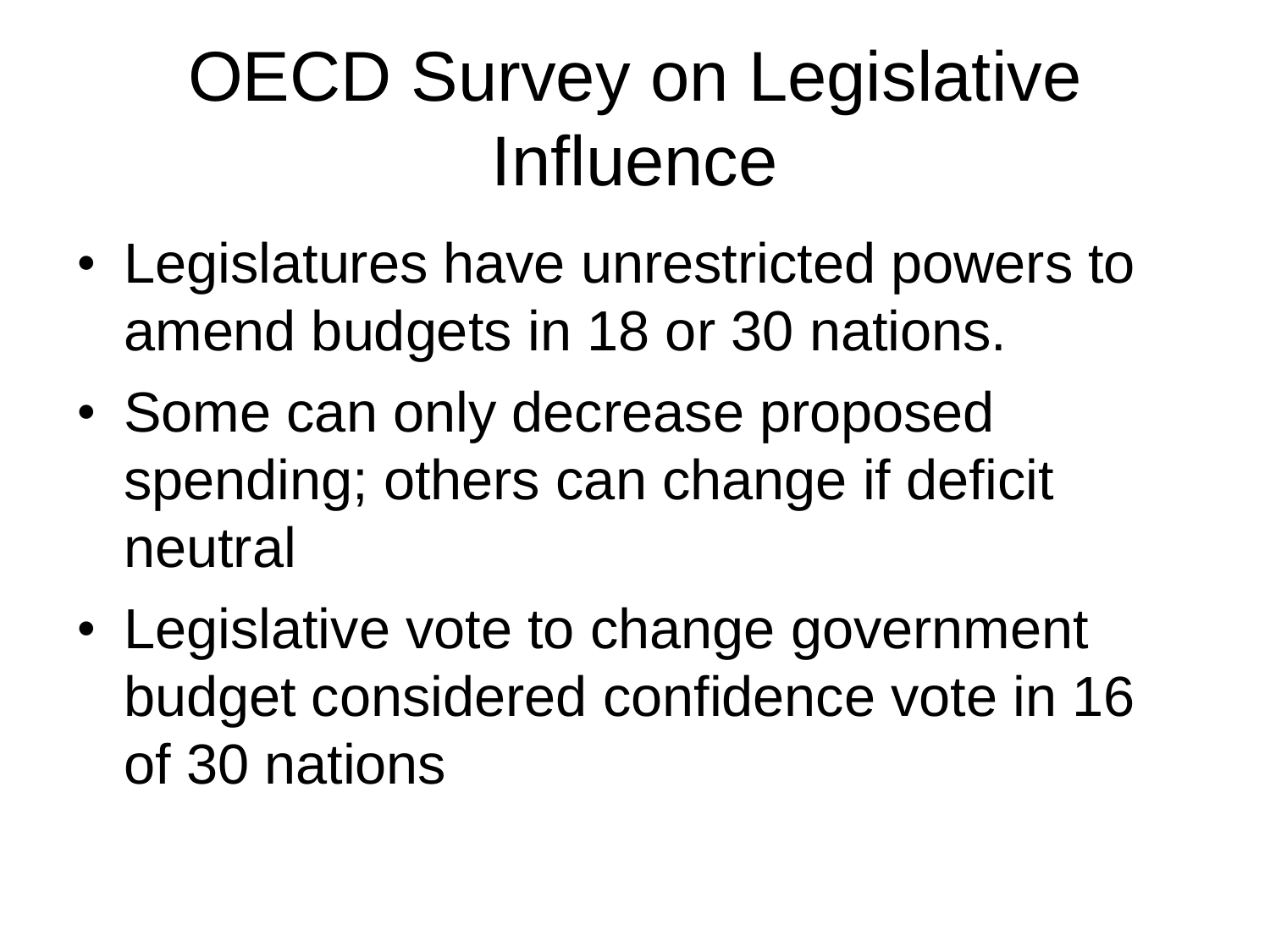# OECD Survey on Legislative Influence

- Legislatures have unrestricted powers to amend budgets in 18 or 30 nations.
- Some can only decrease proposed spending; others can change if deficit neutral
- Legislative vote to change government budget considered confidence vote in 16 of 30 nations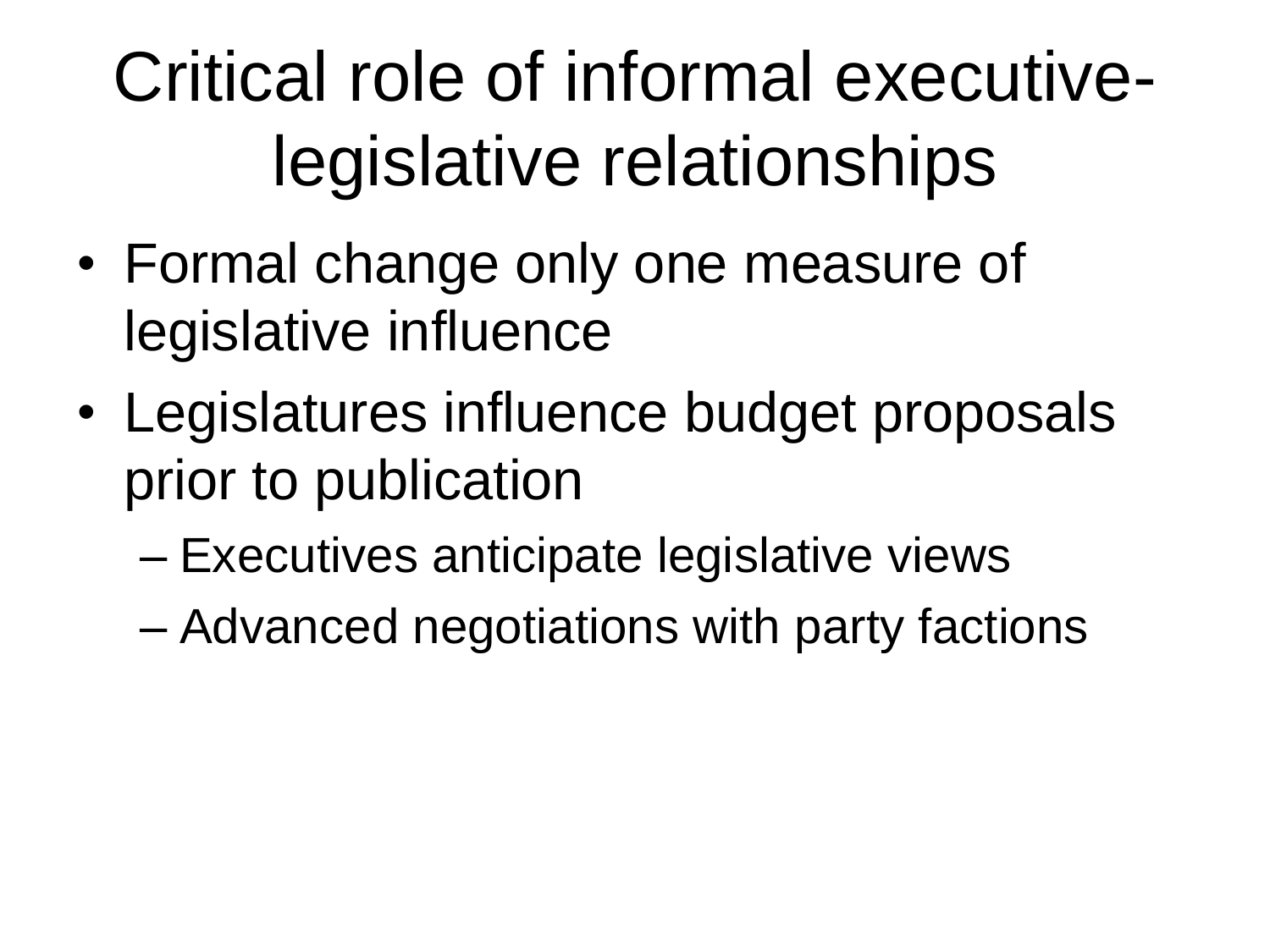# Critical role of informal executive-legislative relationships

- Formal change only one measure of legislative influence
- Legislatures influence budget proposals prior to publication
  - Executives anticipate legislative views
  - Advanced negotiations with party factions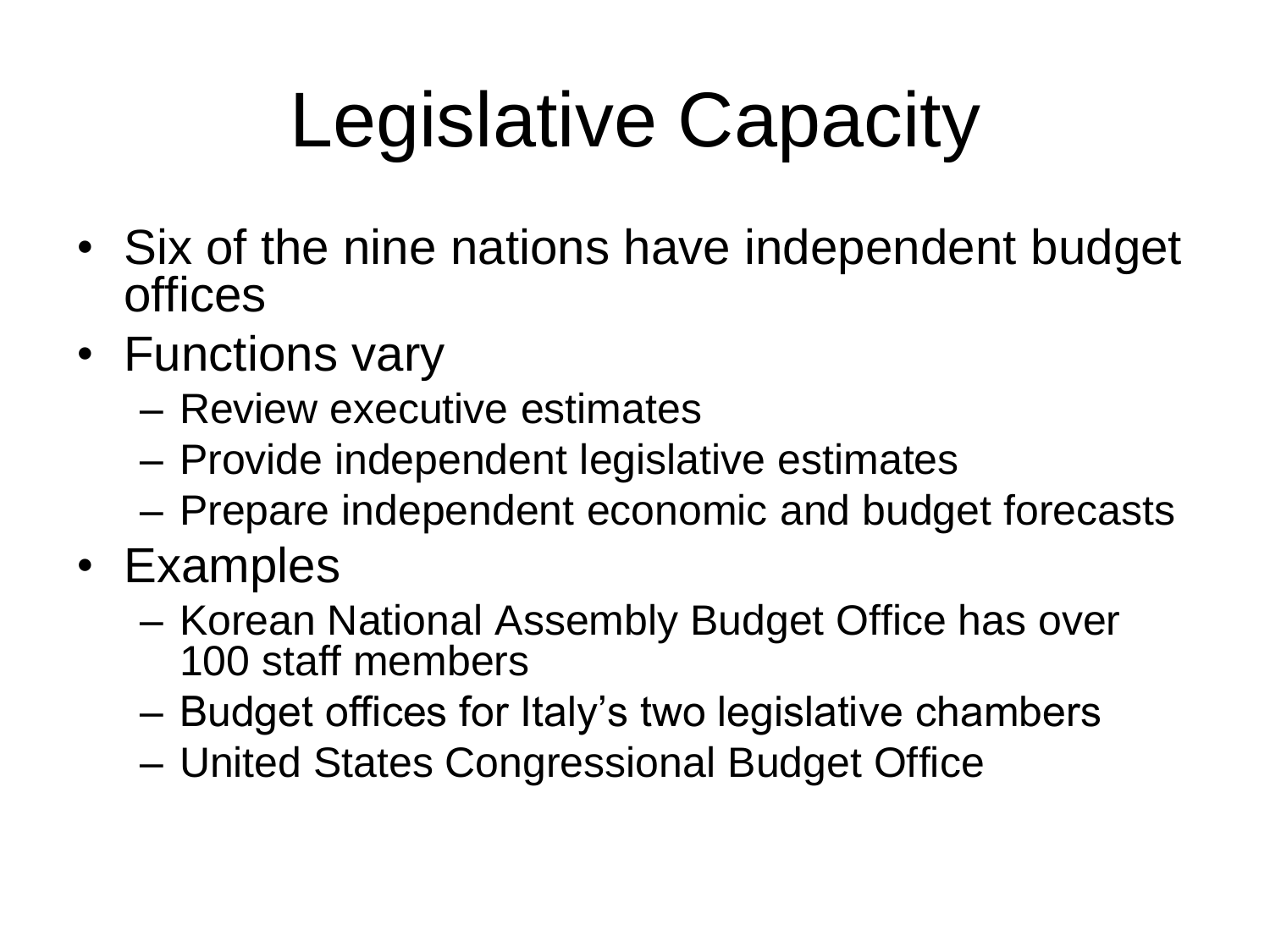# Legislative Capacity

- Six of the nine nations have independent budget offices
- Functions vary
  - Review executive estimates
  - Provide independent legislative estimates
  - Prepare independent economic and budget forecasts
- Examples
  - Korean National Assembly Budget Office has over 100 staff members
  - Budget offices for Italy's two legislative chambers
  - United States Congressional Budget Office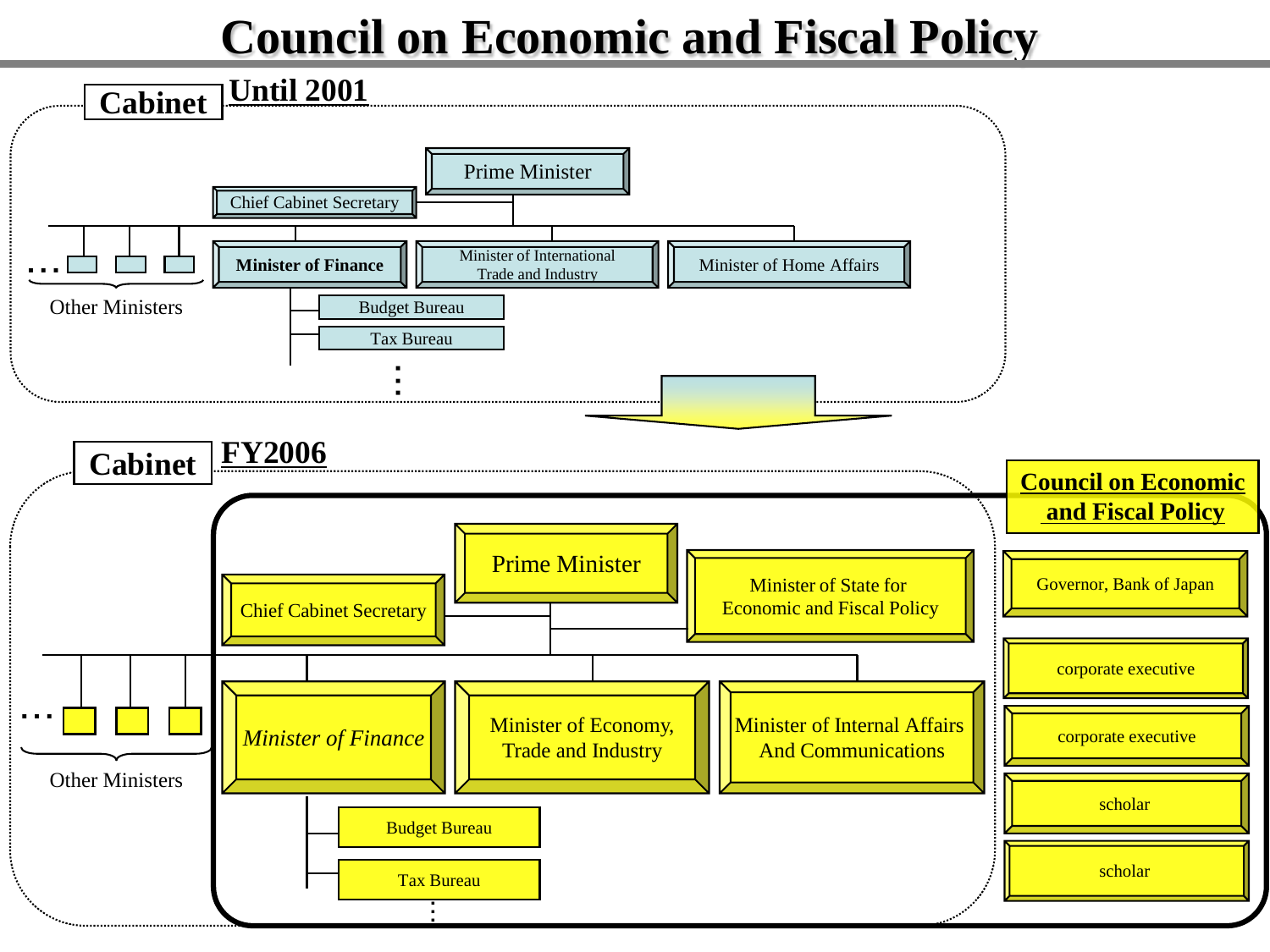# Council on Economic and Fiscal Policy

## Cabinet — Until 2001

- Prime Minister
- Chief Cabinet Secretary
- **Minister of Finance**
  - Budget Bureau
  - Tax Bureau
  - ⋮
- Minister of International Trade and Industry
- Minister of Home Affairs
- … Other Ministers

## Cabinet — FY2006

**Council on Economic and Fiscal Policy**

- Prime Minister
- Chief Cabinet Secretary
- Minister of State for Economic and Fiscal Policy
- *Minister of Finance*
  - Budget Bureau
  - Tax Bureau
  - ⋮
- Minister of Economy, Trade and Industry
- Minister of Internal Affairs And Communications
- Governor, Bank of Japan
- corporate executive
- corporate executive
- scholar
- scholar

… Other Ministers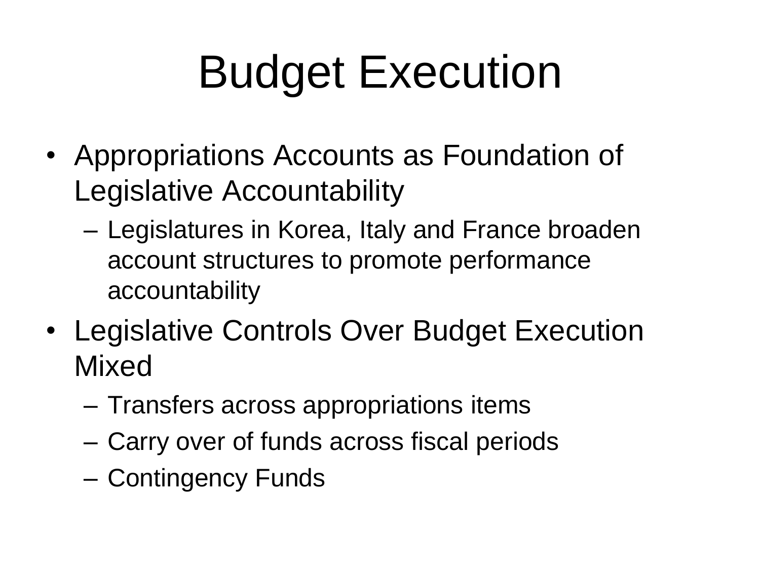# Budget Execution

- Appropriations Accounts as Foundation of Legislative Accountability
  - Legislatures in Korea, Italy and France broaden account structures to promote performance accountability
- Legislative Controls Over Budget Execution Mixed
  - Transfers across appropriations items
  - Carry over of funds across fiscal periods
  - Contingency Funds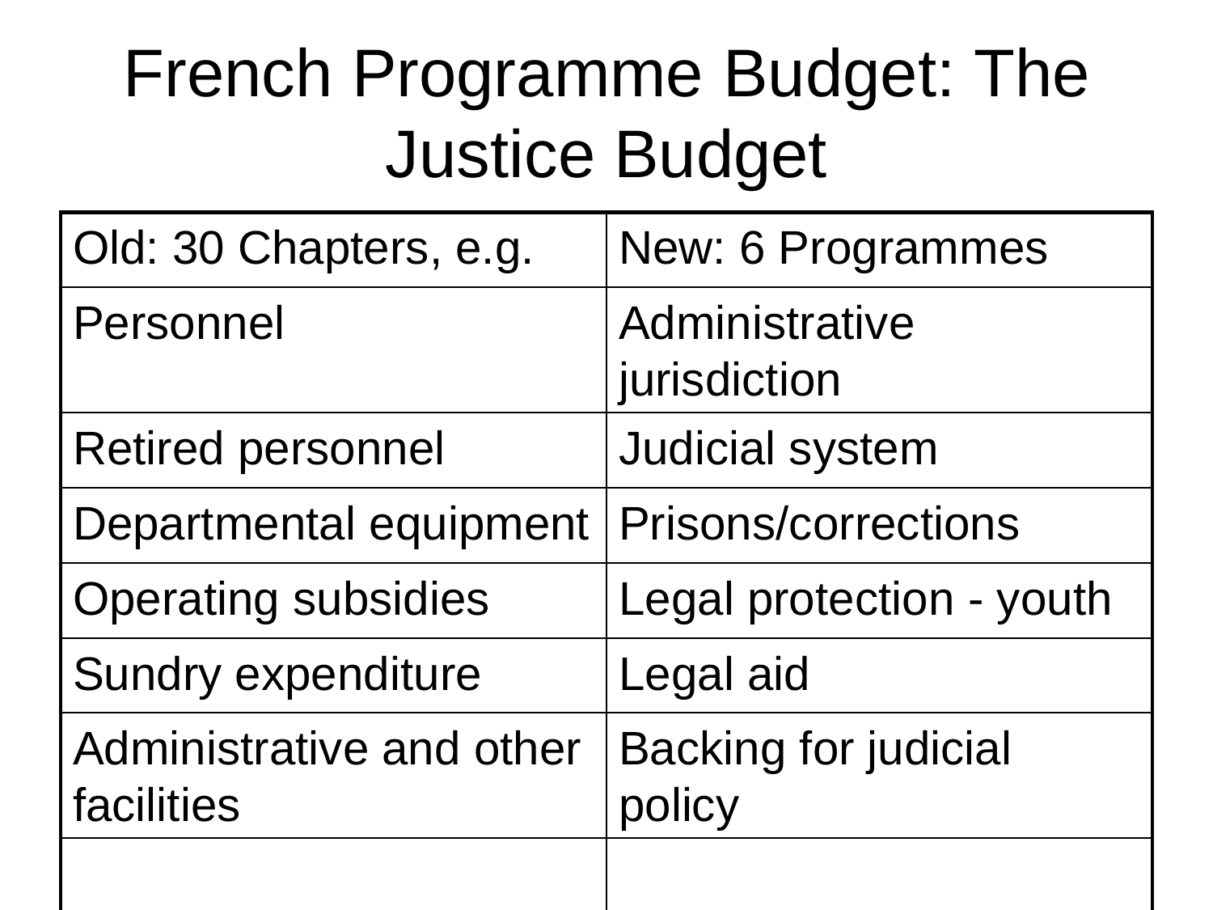# French Programme Budget: The Justice Budget

| Old: 30 Chapters, e.g. | New: 6 Programmes |
|---|---|
| Personnel | Administrative jurisdiction |
| Retired personnel | Judicial system |
| Departmental equipment | Prisons/corrections |
| Operating subsidies | Legal protection - youth |
| Sundry expenditure | Legal aid |
| Administrative and other facilities | Backing for judicial policy |
| | |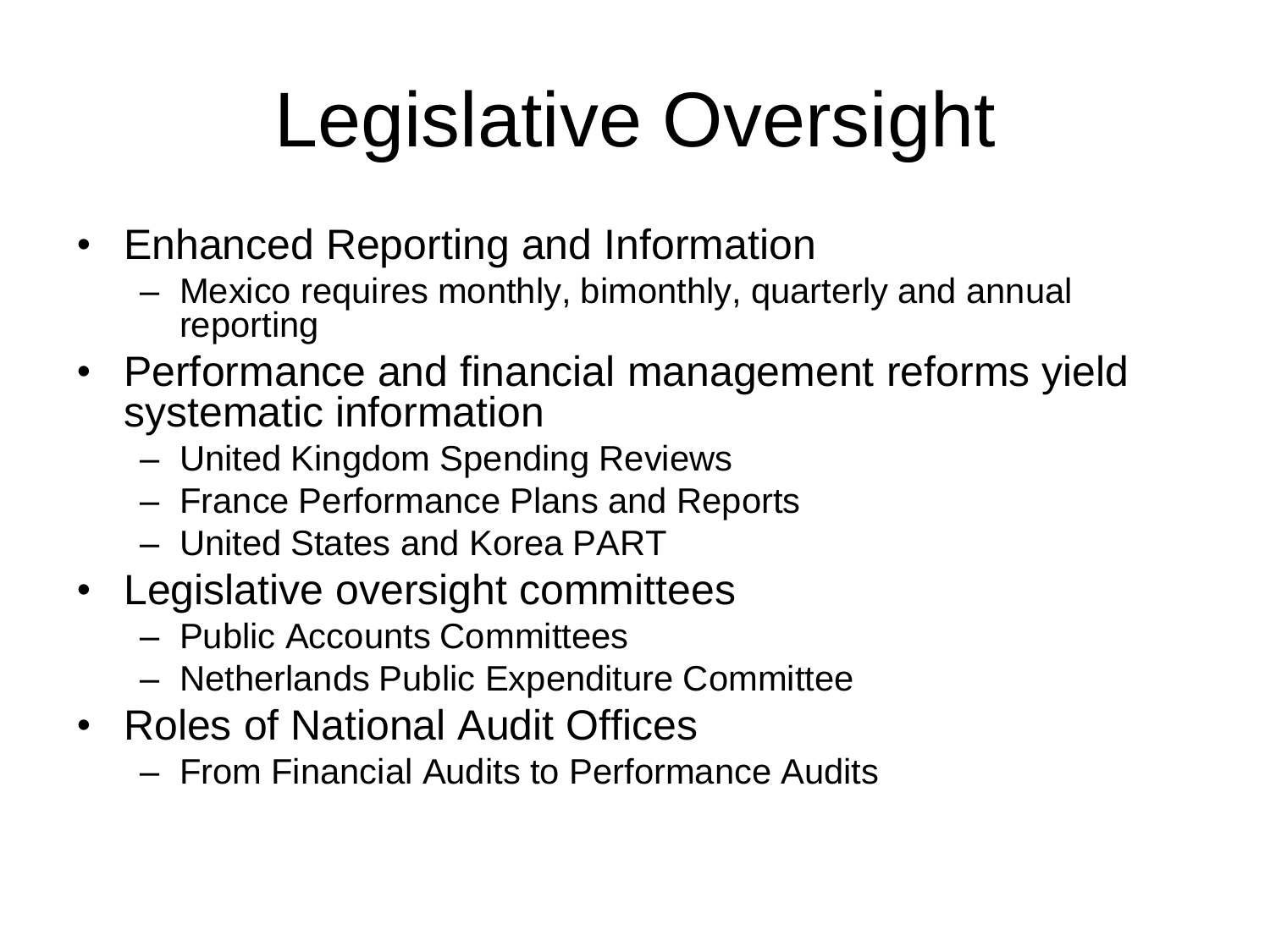# Legislative Oversight

- Enhanced Reporting and Information
  - Mexico requires monthly, bimonthly, quarterly and annual reporting
- Performance and financial management reforms yield systematic information
  - United Kingdom Spending Reviews
  - France Performance Plans and Reports
  - United States and Korea PART
- Legislative oversight committees
  - Public Accounts Committees
  - Netherlands Public Expenditure Committee
- Roles of National Audit Offices
  - From Financial Audits to Performance Audits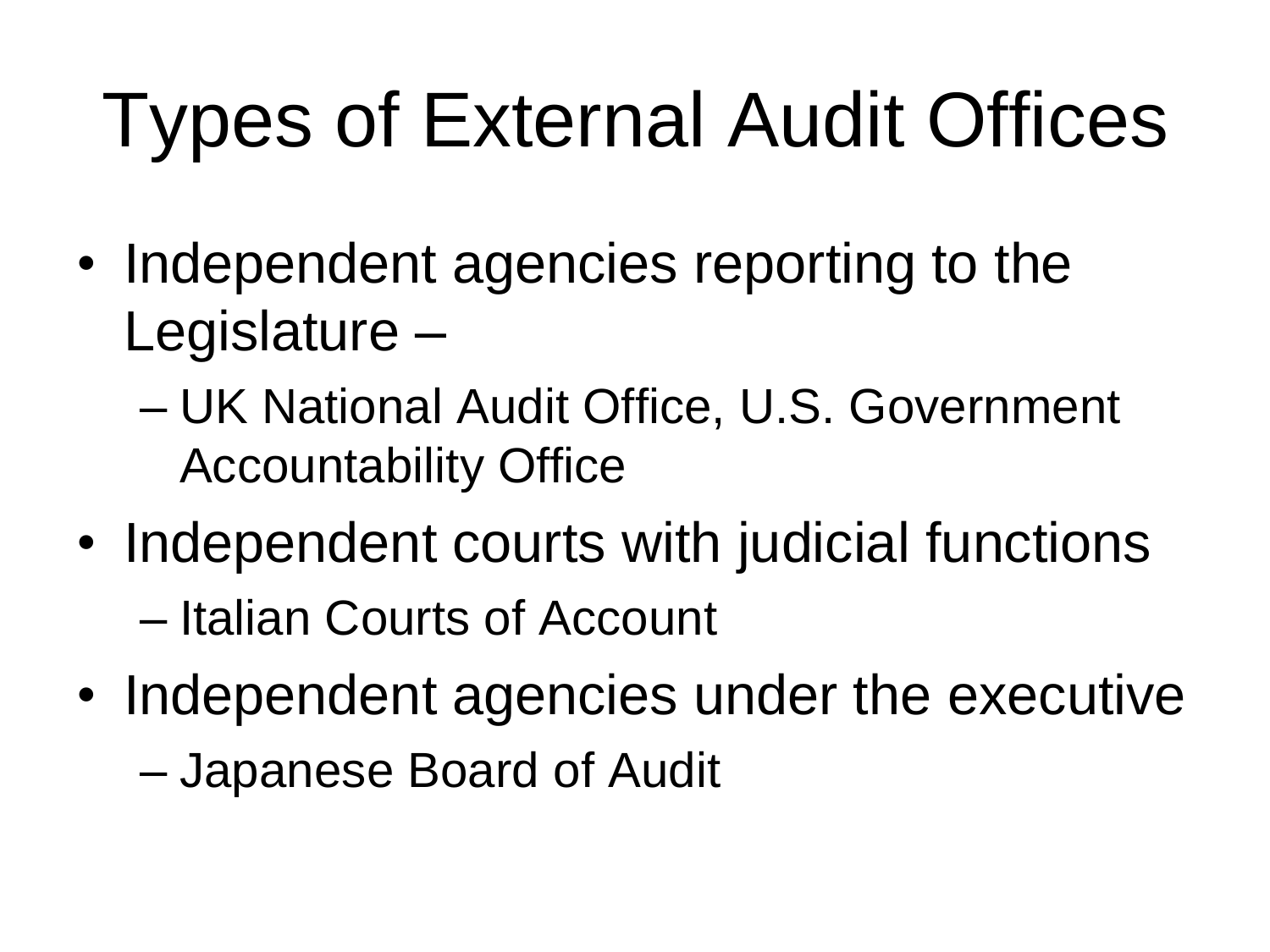# Types of External Audit Offices

- Independent agencies reporting to the Legislature –
  - UK National Audit Office, U.S. Government Accountability Office
- Independent courts with judicial functions
  - Italian Courts of Account
- Independent agencies under the executive
  - Japanese Board of Audit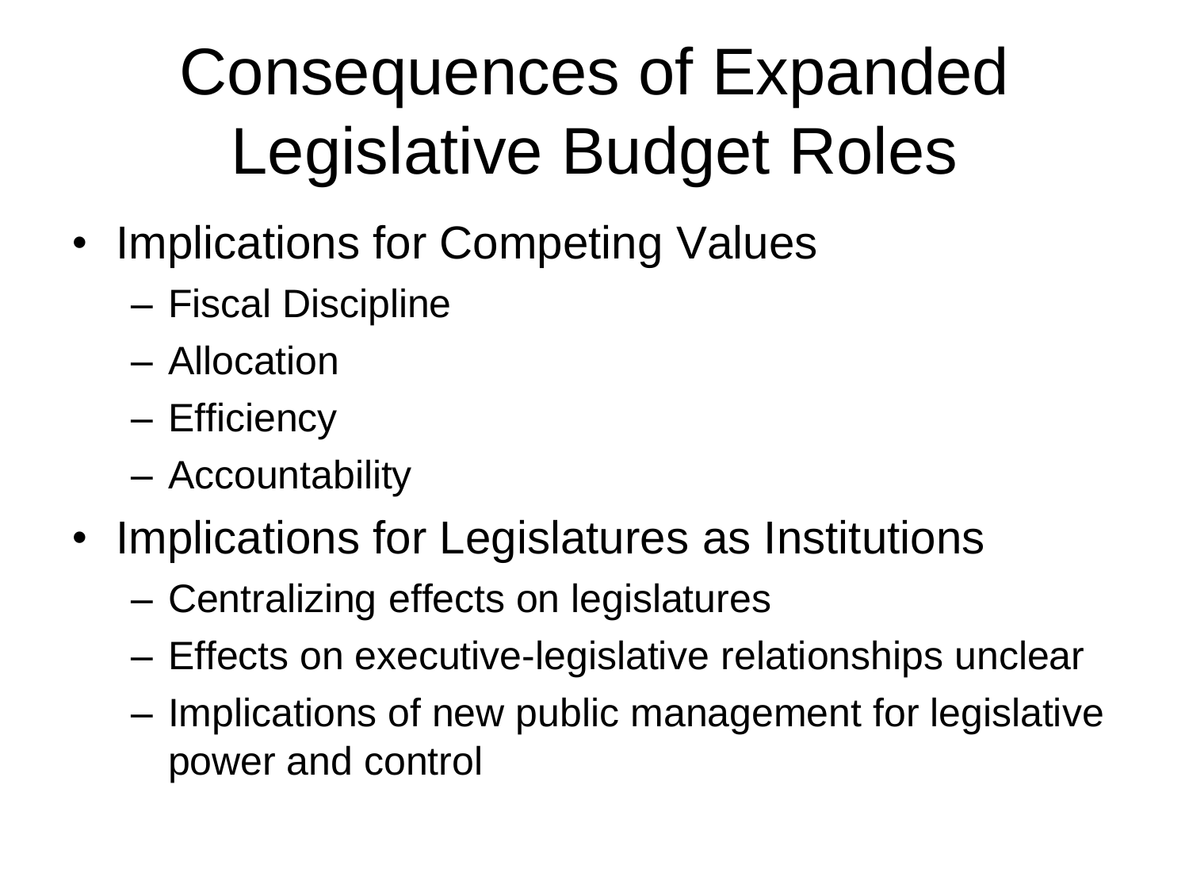# Consequences of Expanded Legislative Budget Roles

- Implications for Competing Values
  - Fiscal Discipline
  - Allocation
  - Efficiency
  - Accountability
- Implications for Legislatures as Institutions
  - Centralizing effects on legislatures
  - Effects on executive-legislative relationships unclear
  - Implications of new public management for legislative power and control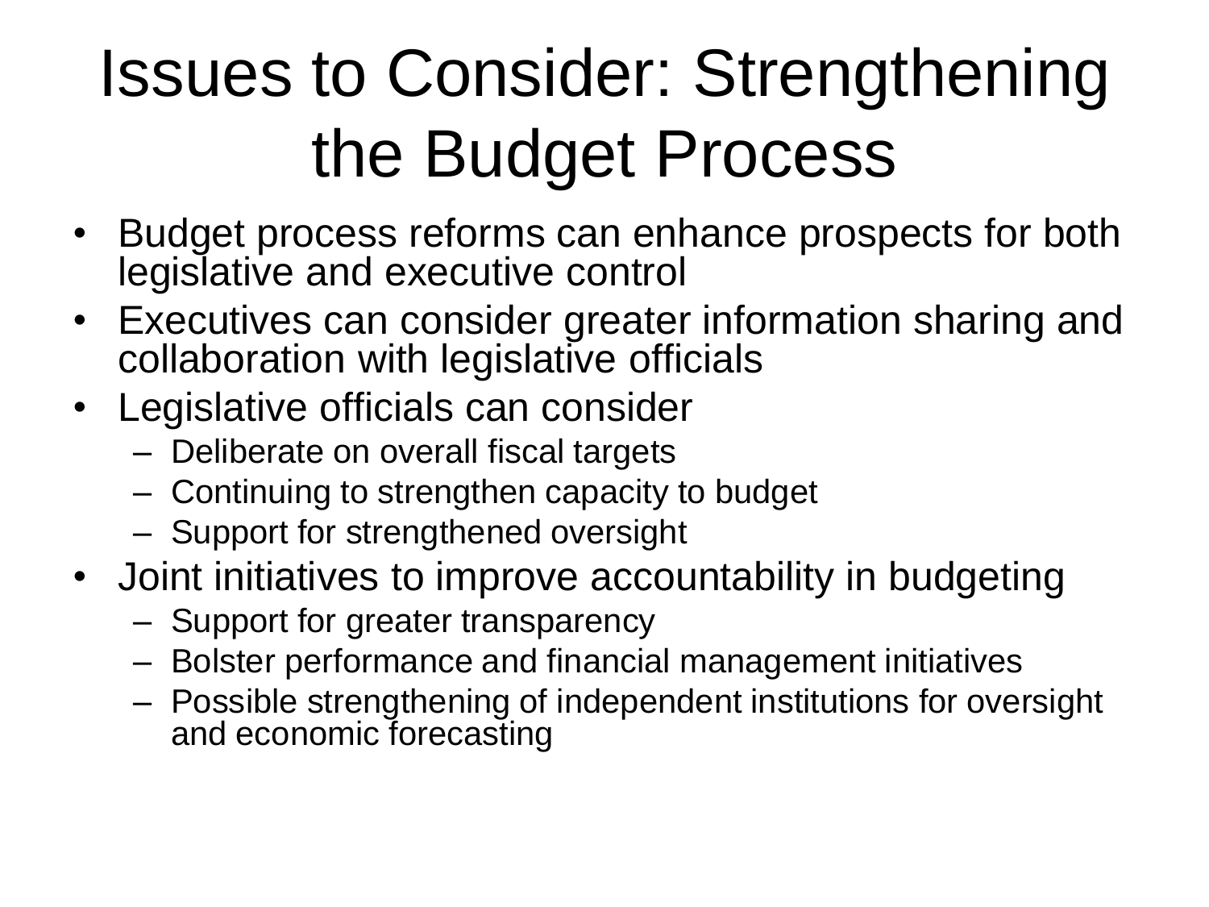# Issues to Consider: Strengthening the Budget Process

- Budget process reforms can enhance prospects for both legislative and executive control
- Executives can consider greater information sharing and collaboration with legislative officials
- Legislative officials can consider
  - Deliberate on overall fiscal targets
  - Continuing to strengthen capacity to budget
  - Support for strengthened oversight
- Joint initiatives to improve accountability in budgeting
  - Support for greater transparency
  - Bolster performance and financial management initiatives
  - Possible strengthening of independent institutions for oversight and economic forecasting